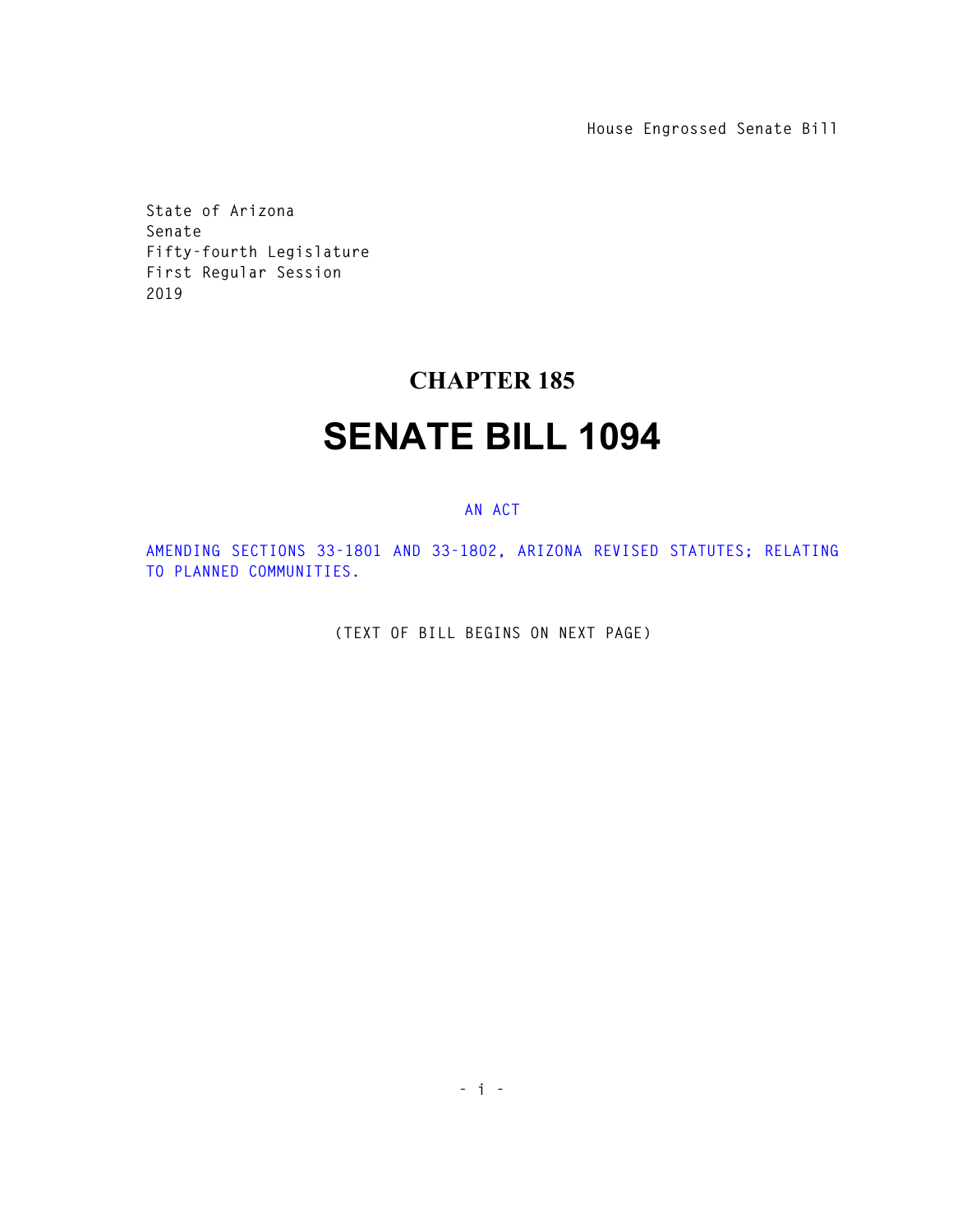House Engrossed Senate Bill

State of Arizona
Senate
Fifty-fourth Legislature
First Regular Session
2019

# CHAPTER 185

# SENATE BILL 1094

AN ACT

AMENDING SECTIONS 33-1801 AND 33-1802, ARIZONA REVISED STATUTES; RELATING TO PLANNED COMMUNITIES.

(TEXT OF BILL BEGINS ON NEXT PAGE)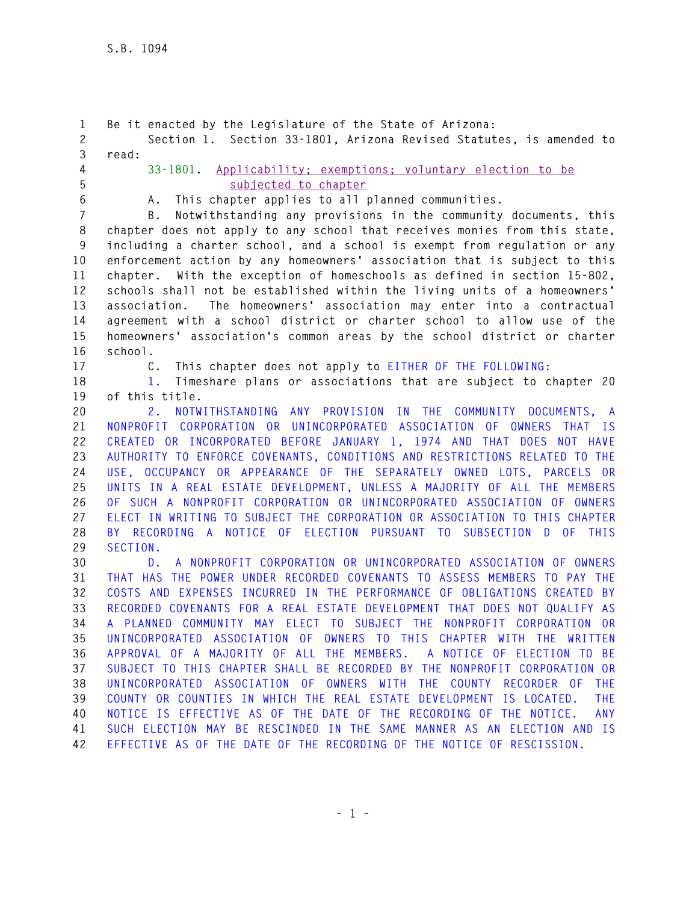Be it enacted by the Legislature of the State of Arizona:

Section 1. Section 33-1801, Arizona Revised Statutes, is amended to read:

33-1801. Applicability; exemptions; voluntary election to be subjected to chapter

A. This chapter applies to all planned communities.

B. Notwithstanding any provisions in the community documents, this chapter does not apply to any school that receives monies from this state, including a charter school, and a school is exempt from regulation or any enforcement action by any homeowners' association that is subject to this chapter. With the exception of homeschools as defined in section 15-802, schools shall not be established within the living units of a homeowners' association. The homeowners' association may enter into a contractual agreement with a school district or charter school to allow use of the homeowners' association's common areas by the school district or charter school.

C. This chapter does not apply to EITHER OF THE FOLLOWING:

1. Timeshare plans or associations that are subject to chapter 20 of this title.

2. NOTWITHSTANDING ANY PROVISION IN THE COMMUNITY DOCUMENTS, A NONPROFIT CORPORATION OR UNINCORPORATED ASSOCIATION OF OWNERS THAT IS CREATED OR INCORPORATED BEFORE JANUARY 1, 1974 AND THAT DOES NOT HAVE AUTHORITY TO ENFORCE COVENANTS, CONDITIONS AND RESTRICTIONS RELATED TO THE USE, OCCUPANCY OR APPEARANCE OF THE SEPARATELY OWNED LOTS, PARCELS OR UNITS IN A REAL ESTATE DEVELOPMENT, UNLESS A MAJORITY OF ALL THE MEMBERS OF SUCH A NONPROFIT CORPORATION OR UNINCORPORATED ASSOCIATION OF OWNERS ELECT IN WRITING TO SUBJECT THE CORPORATION OR ASSOCIATION TO THIS CHAPTER BY RECORDING A NOTICE OF ELECTION PURSUANT TO SUBSECTION D OF THIS SECTION.

D. A NONPROFIT CORPORATION OR UNINCORPORATED ASSOCIATION OF OWNERS THAT HAS THE POWER UNDER RECORDED COVENANTS TO ASSESS MEMBERS TO PAY THE COSTS AND EXPENSES INCURRED IN THE PERFORMANCE OF OBLIGATIONS CREATED BY RECORDED COVENANTS FOR A REAL ESTATE DEVELOPMENT THAT DOES NOT QUALIFY AS A PLANNED COMMUNITY MAY ELECT TO SUBJECT THE NONPROFIT CORPORATION OR UNINCORPORATED ASSOCIATION OF OWNERS TO THIS CHAPTER WITH THE WRITTEN APPROVAL OF A MAJORITY OF ALL THE MEMBERS. A NOTICE OF ELECTION TO BE SUBJECT TO THIS CHAPTER SHALL BE RECORDED BY THE NONPROFIT CORPORATION OR UNINCORPORATED ASSOCIATION OF OWNERS WITH THE COUNTY RECORDER OF THE COUNTY OR COUNTIES IN WHICH THE REAL ESTATE DEVELOPMENT IS LOCATED. THE NOTICE IS EFFECTIVE AS OF THE DATE OF THE RECORDING OF THE NOTICE. ANY SUCH ELECTION MAY BE RESCINDED IN THE SAME MANNER AS AN ELECTION AND IS EFFECTIVE AS OF THE DATE OF THE RECORDING OF THE NOTICE OF RESCISSION.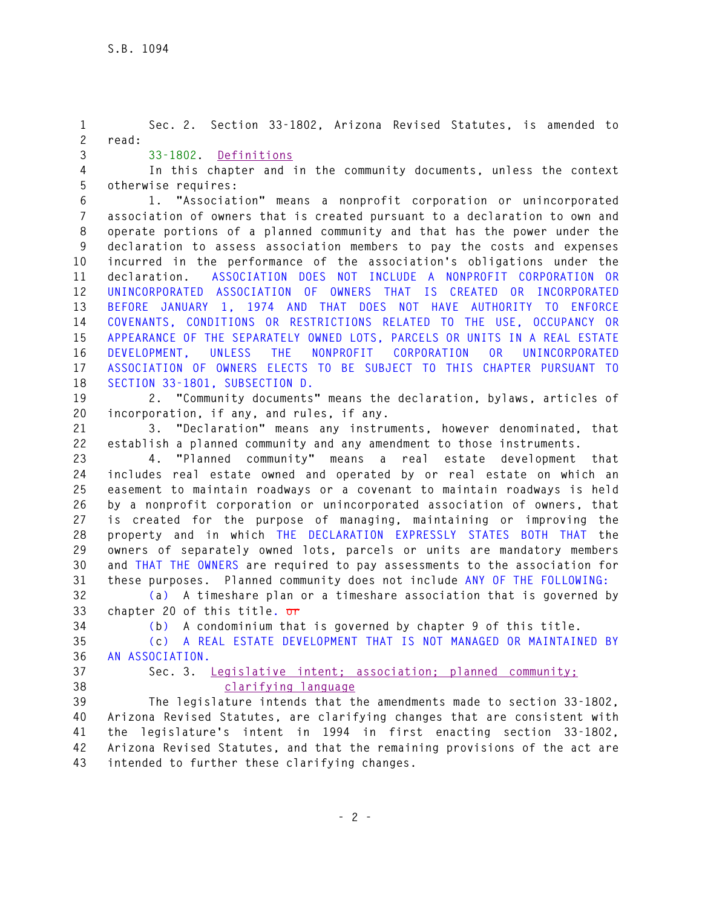Sec. 2. Section 33-1802, Arizona Revised Statutes, is amended to read:

33-1802. Definitions

In this chapter and in the community documents, unless the context otherwise requires:

1. "Association" means a nonprofit corporation or unincorporated association of owners that is created pursuant to a declaration to own and operate portions of a planned community and that has the power under the declaration to assess association members to pay the costs and expenses incurred in the performance of the association's obligations under the declaration. ASSOCIATION DOES NOT INCLUDE A NONPROFIT CORPORATION OR UNINCORPORATED ASSOCIATION OF OWNERS THAT IS CREATED OR INCORPORATED BEFORE JANUARY 1, 1974 AND THAT DOES NOT HAVE AUTHORITY TO ENFORCE COVENANTS, CONDITIONS OR RESTRICTIONS RELATED TO THE USE, OCCUPANCY OR APPEARANCE OF THE SEPARATELY OWNED LOTS, PARCELS OR UNITS IN A REAL ESTATE DEVELOPMENT, UNLESS THE NONPROFIT CORPORATION OR UNINCORPORATED ASSOCIATION OF OWNERS ELECTS TO BE SUBJECT TO THIS CHAPTER PURSUANT TO SECTION 33-1801, SUBSECTION D.

2. "Community documents" means the declaration, bylaws, articles of incorporation, if any, and rules, if any.

3. "Declaration" means any instruments, however denominated, that establish a planned community and any amendment to those instruments.

4. "Planned community" means a real estate development that includes real estate owned and operated by or real estate on which an easement to maintain roadways or a covenant to maintain roadways is held by a nonprofit corporation or unincorporated association of owners, that is created for the purpose of managing, maintaining or improving the property and in which THE DECLARATION EXPRESSLY STATES BOTH THAT the owners of separately owned lots, parcels or units are mandatory members and THAT THE OWNERS are required to pay assessments to the association for these purposes. Planned community does not include ANY OF THE FOLLOWING:

(a) A timeshare plan or a timeshare association that is governed by chapter 20 of this title. ~~or~~

(b) A condominium that is governed by chapter 9 of this title.

(c) A REAL ESTATE DEVELOPMENT THAT IS NOT MANAGED OR MAINTAINED BY AN ASSOCIATION.

Sec. 3. Legislative intent; association; planned community; clarifying language

The legislature intends that the amendments made to section 33-1802, Arizona Revised Statutes, are clarifying changes that are consistent with the legislature's intent in 1994 in first enacting section 33-1802, Arizona Revised Statutes, and that the remaining provisions of the act are intended to further these clarifying changes.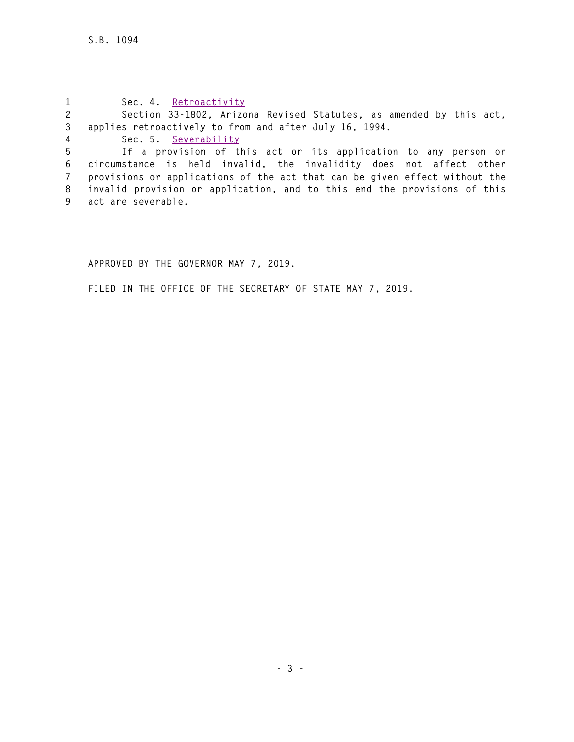Sec. 4. Retroactivity

Section 33-1802, Arizona Revised Statutes, as amended by this act, applies retroactively to from and after July 16, 1994.

Sec. 5. Severability

If a provision of this act or its application to any person or circumstance is held invalid, the invalidity does not affect other provisions or applications of the act that can be given effect without the invalid provision or application, and to this end the provisions of this act are severable.

APPROVED BY THE GOVERNOR MAY 7, 2019.

FILED IN THE OFFICE OF THE SECRETARY OF STATE MAY 7, 2019.